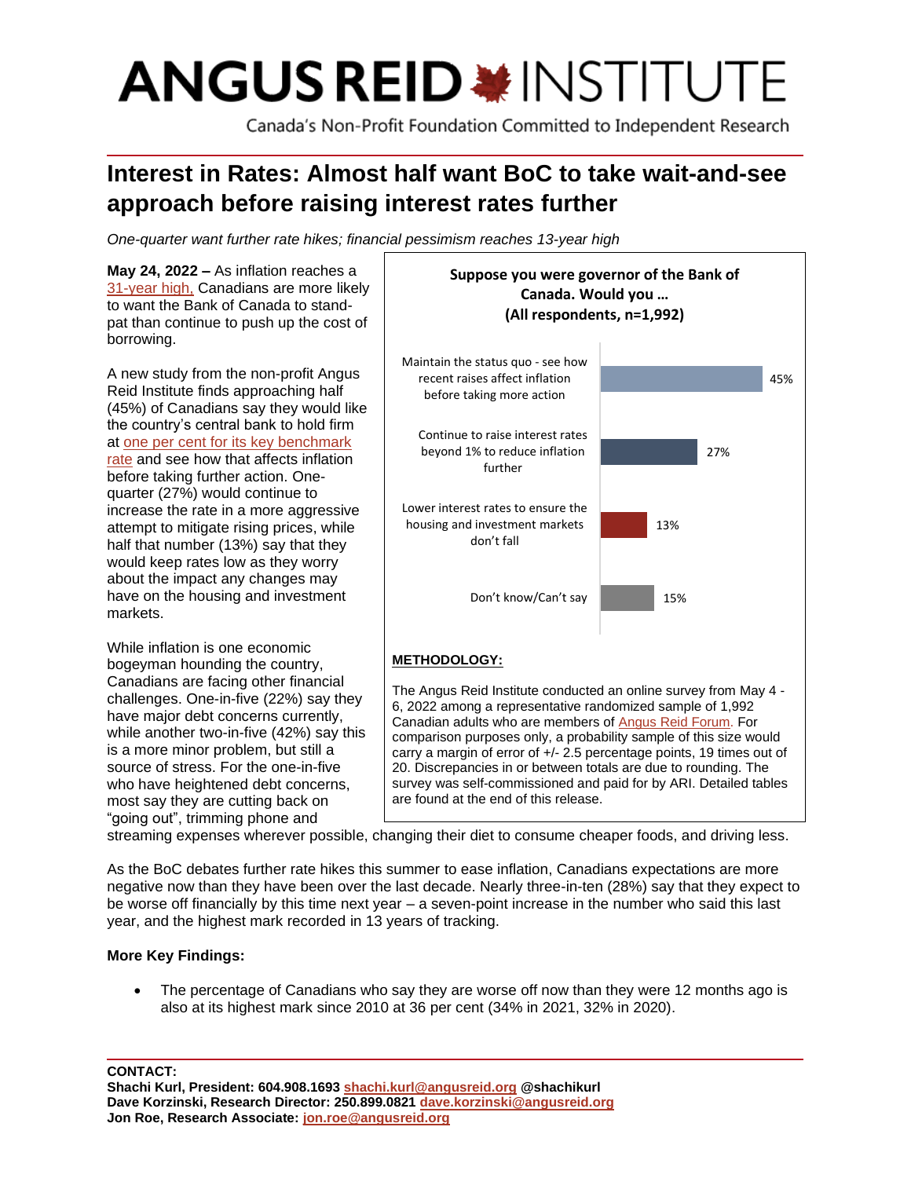# ANGUS REID INSTITUTE

Canada's Non-Profit Foundation Committed to Independent Research

## Interest in Rates: Almost half want BoC to take wait-and-see approach before raising interest rates further

*One-quarter want further rate hikes; financial pessimism reaches 13-year high*

**May 24, 2022 –** As inflation reaches a 31-year high, Canadians are more likely to want the Bank of Canada to stand-pat than continue to push up the cost of borrowing.

A new study from the non-profit Angus Reid Institute finds approaching half (45%) of Canadians say they would like the country's central bank to hold firm at one per cent for its key benchmark rate and see how that affects inflation before taking further action. One-quarter (27%) would continue to increase the rate in a more aggressive attempt to mitigate rising prices, while half that number (13%) say that they would keep rates low as they worry about the impact any changes may have on the housing and investment markets.

**Suppose you were governor of the Bank of Canada. Would you …**
**(All respondents, n=1,992)**

| Response | % |
|---|---|
| Maintain the status quo - see how recent raises affect inflation before taking more action | 45% |
| Continue to raise interest rates beyond 1% to reduce inflation further | 27% |
| Lower interest rates to ensure the housing and investment markets don't fall | 13% |
| Don't know/Can't say | 15% |

**METHODOLOGY:**

The Angus Reid Institute conducted an online survey from May 4 - 6, 2022 among a representative randomized sample of 1,992 Canadian adults who are members of Angus Reid Forum. For comparison purposes only, a probability sample of this size would carry a margin of error of +/- 2.5 percentage points, 19 times out of 20. Discrepancies in or between totals are due to rounding. The survey was self-commissioned and paid for by ARI. Detailed tables are found at the end of this release.

While inflation is one economic bogeyman hounding the country, Canadians are facing other financial challenges. One-in-five (22%) say they have major debt concerns currently, while another two-in-five (42%) say this is a more minor problem, but still a source of stress. For the one-in-five who have heightened debt concerns, most say they are cutting back on "going out", trimming phone and streaming expenses wherever possible, changing their diet to consume cheaper foods, and driving less.

As the BoC debates further rate hikes this summer to ease inflation, Canadians expectations are more negative now than they have been over the last decade. Nearly three-in-ten (28%) say that they expect to be worse off financially by this time next year – a seven-point increase in the number who said this last year, and the highest mark recorded in 13 years of tracking.

**More Key Findings:**

- The percentage of Canadians who say they are worse off now than they were 12 months ago is also at its highest mark since 2010 at 36 per cent (34% in 2021, 32% in 2020).

**CONTACT:**
**Shachi Kurl, President: 604.908.1693 shachi.kurl@angusreid.org @shachikurl**
**Dave Korzinski, Research Director: 250.899.0821 dave.korzinski@angusreid.org**
**Jon Roe, Research Associate: jon.roe@angusreid.org**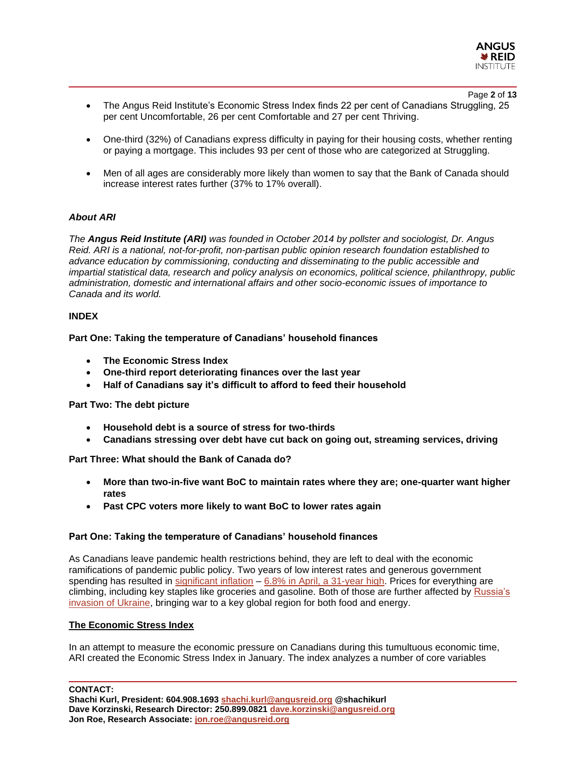- The Angus Reid Institute's Economic Stress Index finds 22 per cent of Canadians Struggling, 25 per cent Uncomfortable, 26 per cent Comfortable and 27 per cent Thriving.

- One-third (32%) of Canadians express difficulty in paying for their housing costs, whether renting or paying a mortgage. This includes 93 per cent of those who are categorized at Struggling.

- Men of all ages are considerably more likely than women to say that the Bank of Canada should increase interest rates further (37% to 17% overall).

***About ARI***

*The **Angus Reid Institute (ARI)** was founded in October 2014 by pollster and sociologist, Dr. Angus Reid. ARI is a national, not-for-profit, non-partisan public opinion research foundation established to advance education by commissioning, conducting and disseminating to the public accessible and impartial statistical data, research and policy analysis on economics, political science, philanthropy, public administration, domestic and international affairs and other socio-economic issues of importance to Canada and its world.*

**INDEX**

**Part One: Taking the temperature of Canadians' household finances**

- **The Economic Stress Index**
- **One-third report deteriorating finances over the last year**
- **Half of Canadians say it's difficult to afford to feed their household**

**Part Two: The debt picture**

- **Household debt is a source of stress for two-thirds**
- **Canadians stressing over debt have cut back on going out, streaming services, driving**

**Part Three: What should the Bank of Canada do?**

- **More than two-in-five want BoC to maintain rates where they are; one-quarter want higher rates**
- **Past CPC voters more likely to want BoC to lower rates again**

## Part One: Taking the temperature of Canadians' household finances

As Canadians leave pandemic health restrictions behind, they are left to deal with the economic ramifications of pandemic public policy. Two years of low interest rates and generous government spending has resulted in significant inflation – 6.8% in April, a 31-year high. Prices for everything are climbing, including key staples like groceries and gasoline. Both of those are further affected by Russia's invasion of Ukraine, bringing war to a key global region for both food and energy.

### The Economic Stress Index

In an attempt to measure the economic pressure on Canadians during this tumultuous economic time, ARI created the Economic Stress Index in January. The index analyzes a number of core variables

**CONTACT:**
**Shachi Kurl, President: 604.908.1693 shachi.kurl@angusreid.org @shachikurl**
**Dave Korzinski, Research Director: 250.899.0821 dave.korzinski@angusreid.org**
**Jon Roe, Research Associate: jon.roe@angusreid.org**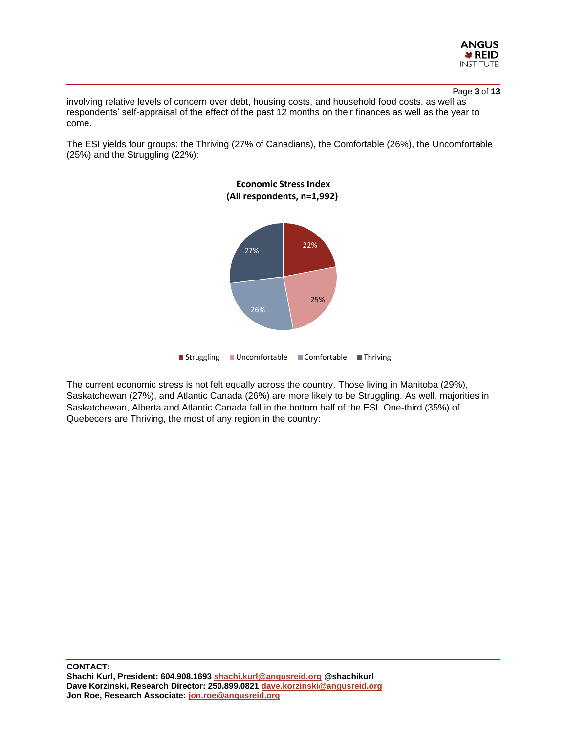involving relative levels of concern over debt, housing costs, and household food costs, as well as respondents' self-appraisal of the effect of the past 12 months on their finances as well as the year to come.

The ESI yields four groups: the Thriving (27% of Canadians), the Comfortable (26%), the Uncomfortable (25%) and the Struggling (22%):

**Economic Stress Index**
**(All respondents, n=1,992)**

| Group | % |
|---|---|
| Struggling | 22% |
| Uncomfortable | 25% |
| Comfortable | 26% |
| Thriving | 27% |

The current economic stress is not felt equally across the country. Those living in Manitoba (29%), Saskatchewan (27%), and Atlantic Canada (26%) are more likely to be Struggling. As well, majorities in Saskatchewan, Alberta and Atlantic Canada fall in the bottom half of the ESI. One-third (35%) of Quebecers are Thriving, the most of any region in the country:

**CONTACT:**
**Shachi Kurl, President: 604.908.1693 shachi.kurl@angusreid.org @shachikurl**
**Dave Korzinski, Research Director: 250.899.0821 dave.korzinski@angusreid.org**
**Jon Roe, Research Associate: jon.roe@angusreid.org**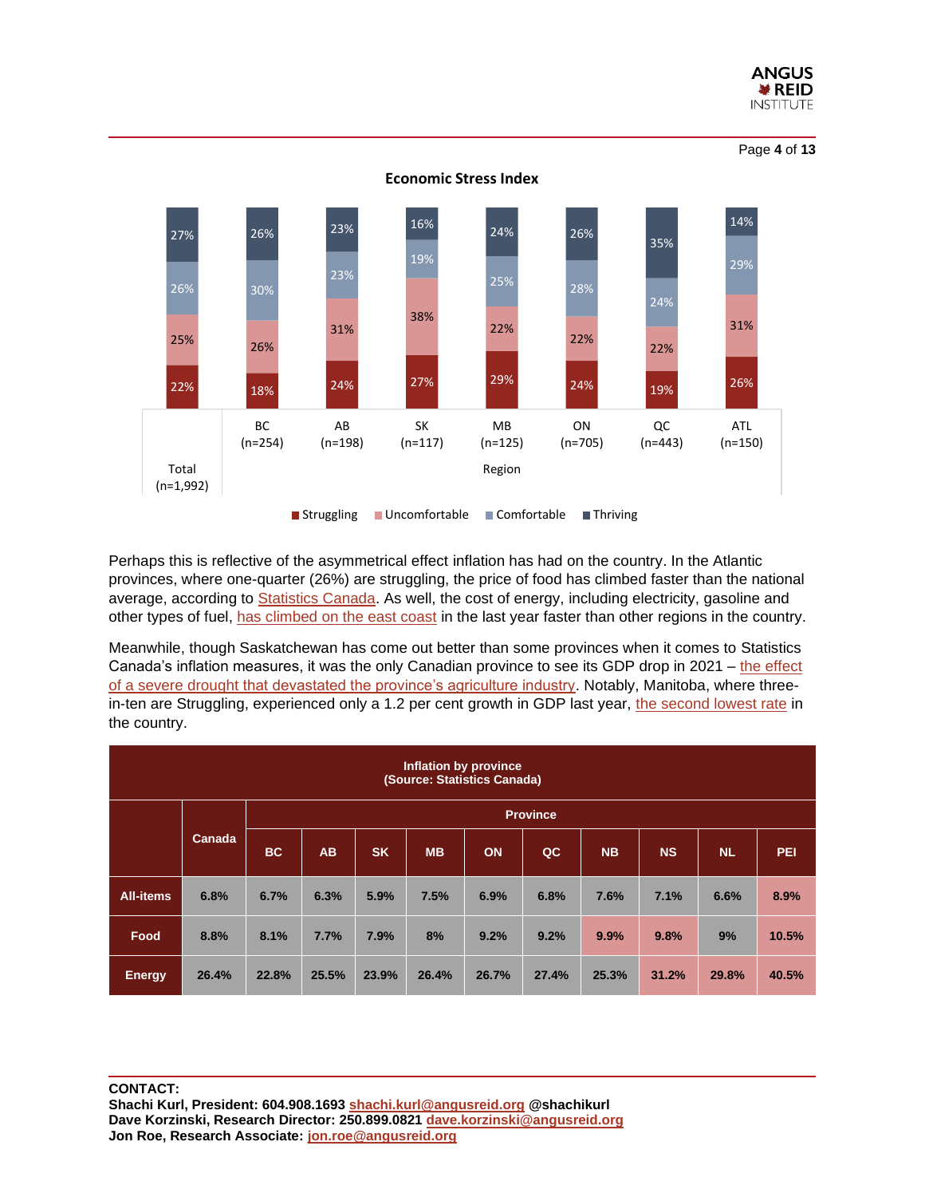**Economic Stress Index**

| | Total (n=1,992) | BC (n=254) | AB (n=198) | SK (n=117) | MB (n=125) | ON (n=705) | QC (n=443) | ATL (n=150) |
|---|---|---|---|---|---|---|---|---|
| Thriving | 27% | 26% | 23% | 16% | 24% | 26% | 35% | 14% |
| Comfortable | 26% | 30% | 23% | 19% | 25% | 28% | 24% | 29% |
| Uncomfortable | 25% | 26% | 31% | 38% | 22% | 22% | 22% | 31% |
| Struggling | 22% | 18% | 24% | 27% | 29% | 24% | 19% | 26% |

Perhaps this is reflective of the asymmetrical effect inflation has had on the country. In the Atlantic provinces, where one-quarter (26%) are struggling, the price of food has climbed faster than the national average, according to Statistics Canada. As well, the cost of energy, including electricity, gasoline and other types of fuel, has climbed on the east coast in the last year faster than other regions in the country.

Meanwhile, though Saskatchewan has come out better than some provinces when it comes to Statistics Canada's inflation measures, it was the only Canadian province to see its GDP drop in 2021 – the effect of a severe drought that devastated the province's agriculture industry. Notably, Manitoba, where three-in-ten are Struggling, experienced only a 1.2 per cent growth in GDP last year, the second lowest rate in the country.

**Inflation by province (Source: Statistics Canada)**

| | Canada | Province | | | | | | | | | |
|---|---|---|---|---|---|---|---|---|---|---|---|
| | | BC | AB | SK | MB | ON | QC | NB | NS | NL | PEI |
| All-items | 6.8% | 6.7% | 6.3% | 5.9% | 7.5% | 6.9% | 6.8% | 7.6% | 7.1% | 6.6% | 8.9% |
| Food | 8.8% | 8.1% | 7.7% | 7.9% | 8% | 9.2% | 9.2% | 9.9% | 9.8% | 9% | 10.5% |
| Energy | 26.4% | 22.8% | 25.5% | 23.9% | 26.4% | 26.7% | 27.4% | 25.3% | 31.2% | 29.8% | 40.5% |

**CONTACT:**
**Shachi Kurl, President: 604.908.1693 shachi.kurl@angusreid.org @shachikurl**
**Dave Korzinski, Research Director: 250.899.0821 dave.korzinski@angusreid.org**
**Jon Roe, Research Associate: jon.roe@angusreid.org**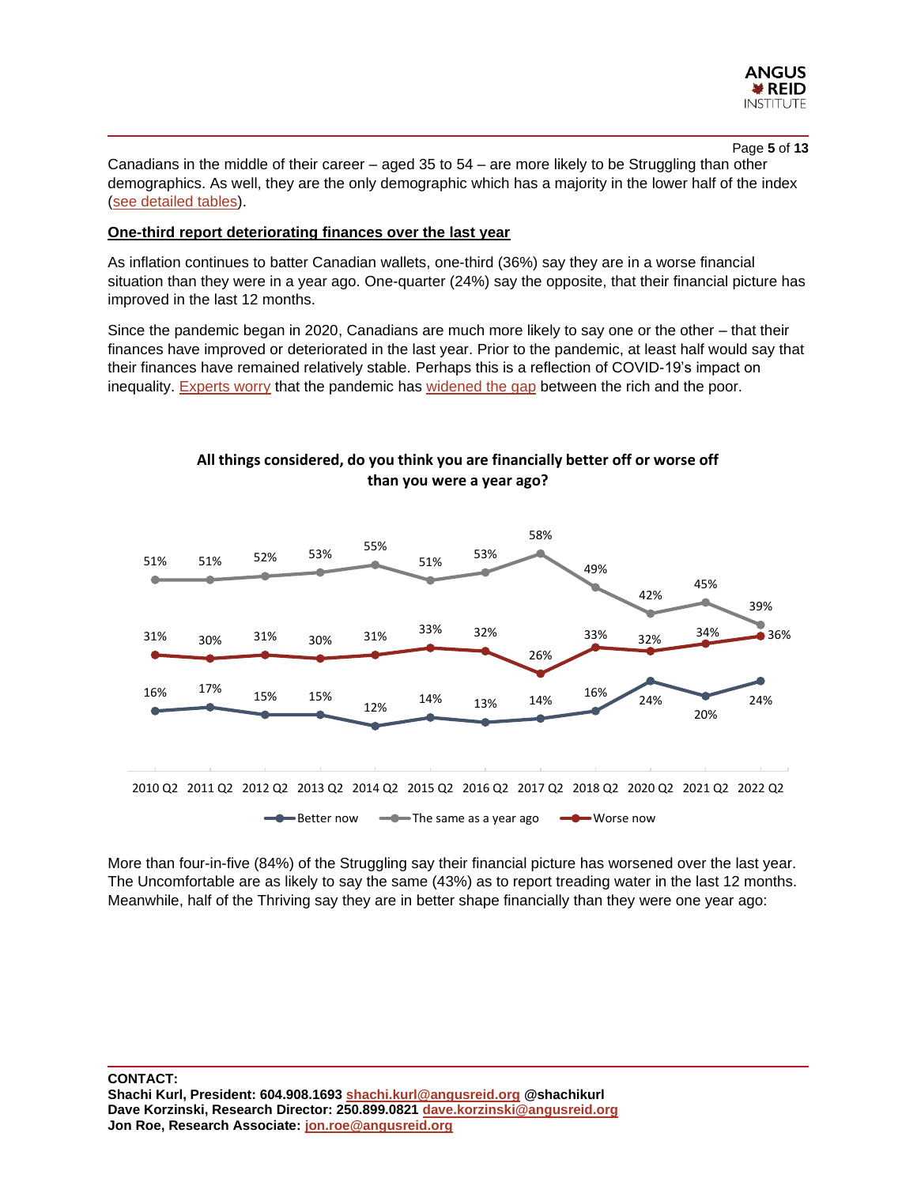Canadians in the middle of their career – aged 35 to 54 – are more likely to be Struggling than other demographics. As well, they are the only demographic which has a majority in the lower half of the index (see detailed tables).

**One-third report deteriorating finances over the last year**

As inflation continues to batter Canadian wallets, one-third (36%) say they are in a worse financial situation than they were in a year ago. One-quarter (24%) say the opposite, that their financial picture has improved in the last 12 months.

Since the pandemic began in 2020, Canadians are much more likely to say one or the other – that their finances have improved or deteriorated in the last year. Prior to the pandemic, at least half would say that their finances have remained relatively stable. Perhaps this is a reflection of COVID-19's impact on inequality. Experts worry that the pandemic has widened the gap between the rich and the poor.

**All things considered, do you think you are financially better off or worse off than you were a year ago?**

| | 2010 Q2 | 2011 Q2 | 2012 Q2 | 2013 Q2 | 2014 Q2 | 2015 Q2 | 2016 Q2 | 2017 Q2 | 2018 Q2 | 2020 Q2 | 2021 Q2 | 2022 Q2 |
|---|---|---|---|---|---|---|---|---|---|---|---|---|
| Better now | 16% | 17% | 15% | 15% | 12% | 14% | 13% | 14% | 16% | 24% | 20% | 24% |
| The same as a year ago | 51% | 51% | 52% | 53% | 55% | 51% | 53% | 58% | 49% | 42% | 45% | 39% |
| Worse now | 31% | 30% | 31% | 30% | 31% | 33% | 32% | 26% | 33% | 32% | 34% | 36% |

More than four-in-five (84%) of the Struggling say their financial picture has worsened over the last year. The Uncomfortable are as likely to say the same (43%) as to report treading water in the last 12 months. Meanwhile, half of the Thriving say they are in better shape financially than they were one year ago: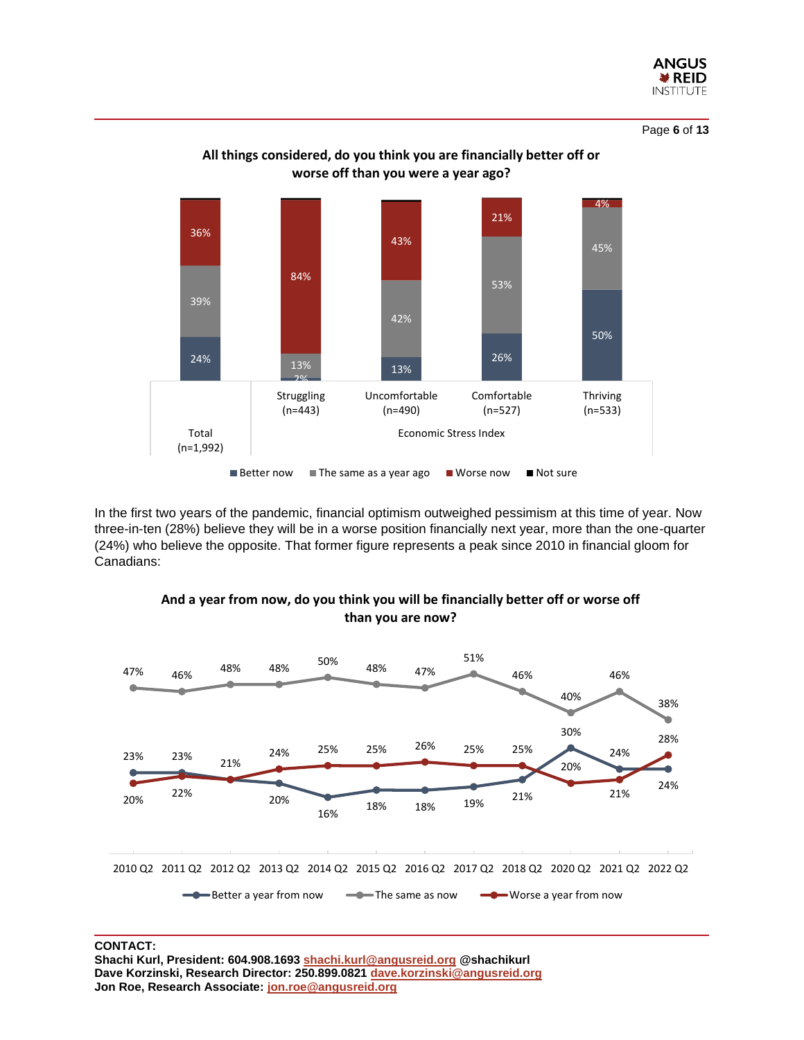**All things considered, do you think you are financially better off or worse off than you were a year ago?**

| | Total (n=1,992) | Struggling (n=443) | Uncomfortable (n=490) | Comfortable (n=527) | Thriving (n=533) |
|---|---|---|---|---|---|
| Better now | 24% | 2% | 13% | 26% | 50% |
| The same as a year ago | 39% | 13% | 42% | 53% | 45% |
| Worse now | 36% | 84% | 43% | 21% | 4% |

Economic Stress Index: Struggling, Uncomfortable, Comfortable, Thriving

In the first two years of the pandemic, financial optimism outweighed pessimism at this time of year. Now three-in-ten (28%) believe they will be in a worse position financially next year, more than the one-quarter (24%) who believe the opposite. That former figure represents a peak since 2010 in financial gloom for Canadians:

**And a year from now, do you think you will be financially better off or worse off than you are now?**

| | 2010 Q2 | 2011 Q2 | 2012 Q2 | 2013 Q2 | 2014 Q2 | 2015 Q2 | 2016 Q2 | 2017 Q2 | 2018 Q2 | 2020 Q2 | 2021 Q2 | 2022 Q2 |
|---|---|---|---|---|---|---|---|---|---|---|---|---|
| Better a year from now | 23% | 23% | 21% | 20% | 16% | 18% | 18% | 19% | 21% | 30% | 24% | 24% |
| The same as now | 47% | 46% | 48% | 48% | 50% | 48% | 47% | 51% | 46% | 40% | 46% | 38% |
| Worse a year from now | 20% | 22% | 21% | 24% | 25% | 25% | 26% | 25% | 25% | 20% | 21% | 28% |

**CONTACT:**
**Shachi Kurl, President: 604.908.1693 shachi.kurl@angusreid.org @shachikurl**
**Dave Korzinski, Research Director: 250.899.0821 dave.korzinski@angusreid.org**
**Jon Roe, Research Associate: jon.roe@angusreid.org**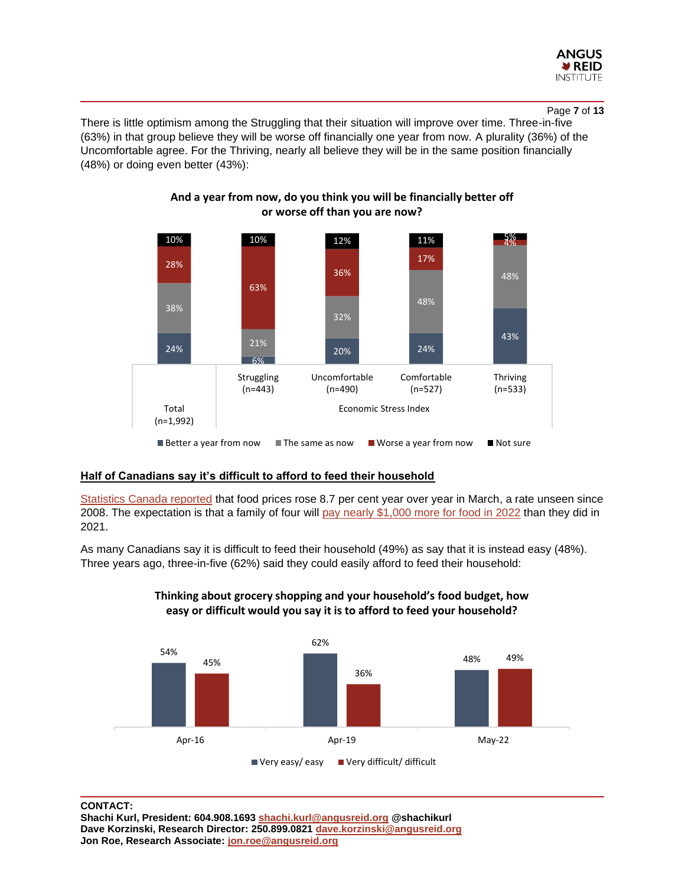There is little optimism among the Struggling that their situation will improve over time. Three-in-five (63%) in that group believe they will be worse off financially one year from now. A plurality (36%) of the Uncomfortable agree. For the Thriving, nearly all believe they will be in the same position financially (48%) or doing even better (43%):

**And a year from now, do you think you will be financially better off or worse off than you are now?**

| | Total (n=1,992) | Struggling (n=443) | Uncomfortable (n=490) | Comfortable (n=527) | Thriving (n=533) |
|---|---|---|---|---|---|
| Better a year from now | 24% | 6% | 20% | 24% | 43% |
| The same as now | 38% | 21% | 32% | 48% | 48% |
| Worse a year from now | 28% | 63% | 36% | 17% | 4% |
| Not sure | 10% | 10% | 12% | 11% | 5% |

*Struggling, Uncomfortable, Comfortable and Thriving: Economic Stress Index*

## Half of Canadians say it's difficult to afford to feed their household

Statistics Canada reported that food prices rose 8.7 per cent year over year in March, a rate unseen since 2008. The expectation is that a family of four will pay nearly $1,000 more for food in 2022 than they did in 2021.

As many Canadians say it is difficult to feed their household (49%) as say that it is instead easy (48%). Three years ago, three-in-five (62%) said they could easily afford to feed their household:

**Thinking about grocery shopping and your household's food budget, how easy or difficult would you say it is to afford to feed your household?**

| | Apr-16 | Apr-19 | May-22 |
|---|---|---|---|
| Very easy/ easy | 54% | 62% | 48% |
| Very difficult/ difficult | 45% | 36% | 49% |

**CONTACT:**
**Shachi Kurl, President: 604.908.1693 shachi.kurl@angusreid.org @shachikurl**
**Dave Korzinski, Research Director: 250.899.0821 dave.korzinski@angusreid.org**
**Jon Roe, Research Associate: jon.roe@angusreid.org**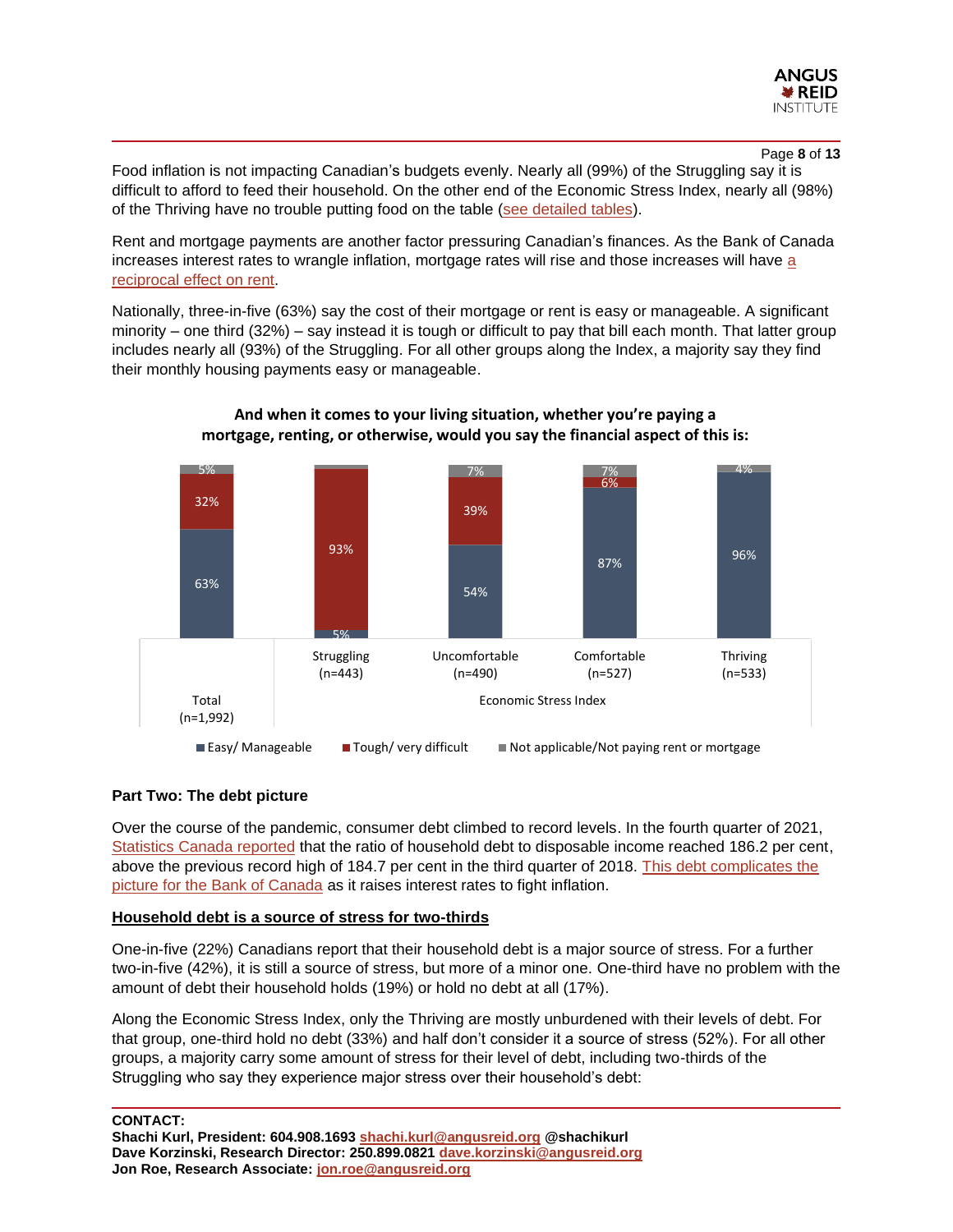Food inflation is not impacting Canadian's budgets evenly. Nearly all (99%) of the Struggling say it is difficult to afford to feed their household. On the other end of the Economic Stress Index, nearly all (98%) of the Thriving have no trouble putting food on the table (see detailed tables).

Rent and mortgage payments are another factor pressuring Canadian's finances. As the Bank of Canada increases interest rates to wrangle inflation, mortgage rates will rise and those increases will have a reciprocal effect on rent.

Nationally, three-in-five (63%) say the cost of their mortgage or rent is easy or manageable. A significant minority – one third (32%) – say instead it is tough or difficult to pay that bill each month. That latter group includes nearly all (93%) of the Struggling. For all other groups along the Index, a majority say they find their monthly housing payments easy or manageable.

**And when it comes to your living situation, whether you're paying a mortgage, renting, or otherwise, would you say the financial aspect of this is:**

| | Total (n=1,992) | Struggling (n=443) | Uncomfortable (n=490) | Comfortable (n=527) | Thriving (n=533) |
|---|---|---|---|---|---|
| Easy/ Manageable | 63% | 5% | 54% | 87% | 96% |
| Tough/ very difficult | 32% | 93% | 39% | 6% | |
| Not applicable/Not paying rent or mortgage | 5% | | 7% | 7% | 4% |

Struggling, Uncomfortable, Comfortable and Thriving are groups on the Economic Stress Index.

**Part Two: The debt picture**

Over the course of the pandemic, consumer debt climbed to record levels. In the fourth quarter of 2021, Statistics Canada reported that the ratio of household debt to disposable income reached 186.2 per cent, above the previous record high of 184.7 per cent in the third quarter of 2018. This debt complicates the picture for the Bank of Canada as it raises interest rates to fight inflation.

**Household debt is a source of stress for two-thirds**

One-in-five (22%) Canadians report that their household debt is a major source of stress. For a further two-in-five (42%), it is still a source of stress, but more of a minor one. One-third have no problem with the amount of debt their household holds (19%) or hold no debt at all (17%).

Along the Economic Stress Index, only the Thriving are mostly unburdened with their levels of debt. For that group, one-third hold no debt (33%) and half don't consider it a source of stress (52%). For all other groups, a majority carry some amount of stress for their level of debt, including two-thirds of the Struggling who say they experience major stress over their household's debt:

**CONTACT:**
**Shachi Kurl, President: 604.908.1693 shachi.kurl@angusreid.org @shachikurl**
**Dave Korzinski, Research Director: 250.899.0821 dave.korzinski@angusreid.org**
**Jon Roe, Research Associate: jon.roe@angusreid.org**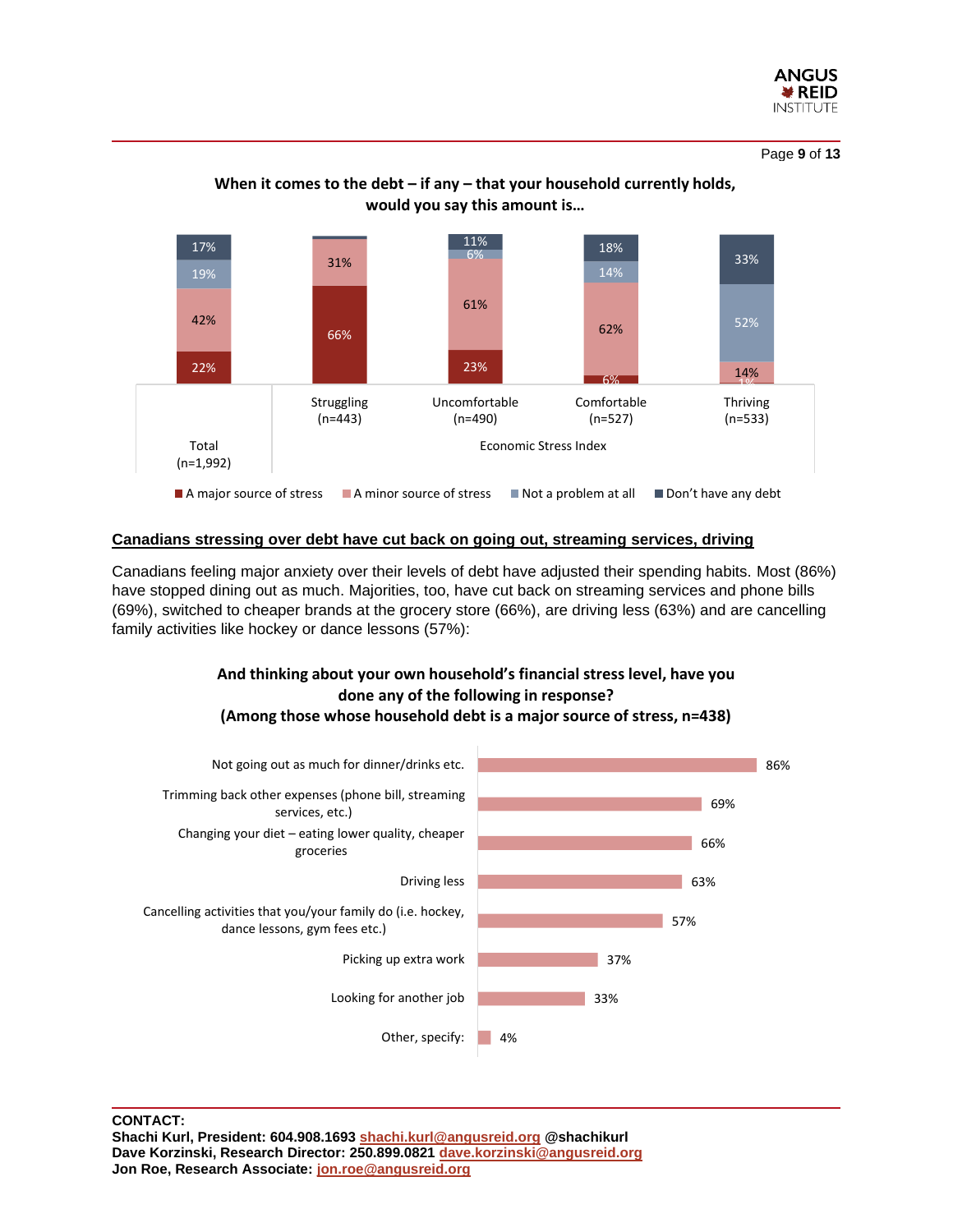**When it comes to the debt – if any – that your household currently holds, would you say this amount is…**

| | Total (n=1,992) | Struggling (n=443) | Uncomfortable (n=490) | Comfortable (n=527) | Thriving (n=533) |
|---|---|---|---|---|---|
| A major source of stress | 22% | 66% | 23% | 6% | 1% |
| A minor source of stress | 42% | 31% | 61% | 62% | 14% |
| Not a problem at all | 19% | | 6% | 14% | 52% |
| Don't have any debt | 17% | | 11% | 18% | 33% |

Economic Stress Index

## Canadians stressing over debt have cut back on going out, streaming services, driving

Canadians feeling major anxiety over their levels of debt have adjusted their spending habits. Most (86%) have stopped dining out as much. Majorities, too, have cut back on streaming services and phone bills (69%), switched to cheaper brands at the grocery store (66%), are driving less (63%) and are cancelling family activities like hockey or dance lessons (57%):

**And thinking about your own household's financial stress level, have you done any of the following in response? (Among those whose household debt is a major source of stress, n=438)**

| Response | % |
|---|---|
| Not going out as much for dinner/drinks etc. | 86% |
| Trimming back other expenses (phone bill, streaming services, etc.) | 69% |
| Changing your diet – eating lower quality, cheaper groceries | 66% |
| Driving less | 63% |
| Cancelling activities that you/your family do (i.e. hockey, dance lessons, gym fees etc.) | 57% |
| Picking up extra work | 37% |
| Looking for another job | 33% |
| Other, specify: | 4% |

**CONTACT:**
**Shachi Kurl, President: 604.908.1693 shachi.kurl@angusreid.org @shachikurl**
**Dave Korzinski, Research Director: 250.899.0821 dave.korzinski@angusreid.org**
**Jon Roe, Research Associate: jon.roe@angusreid.org**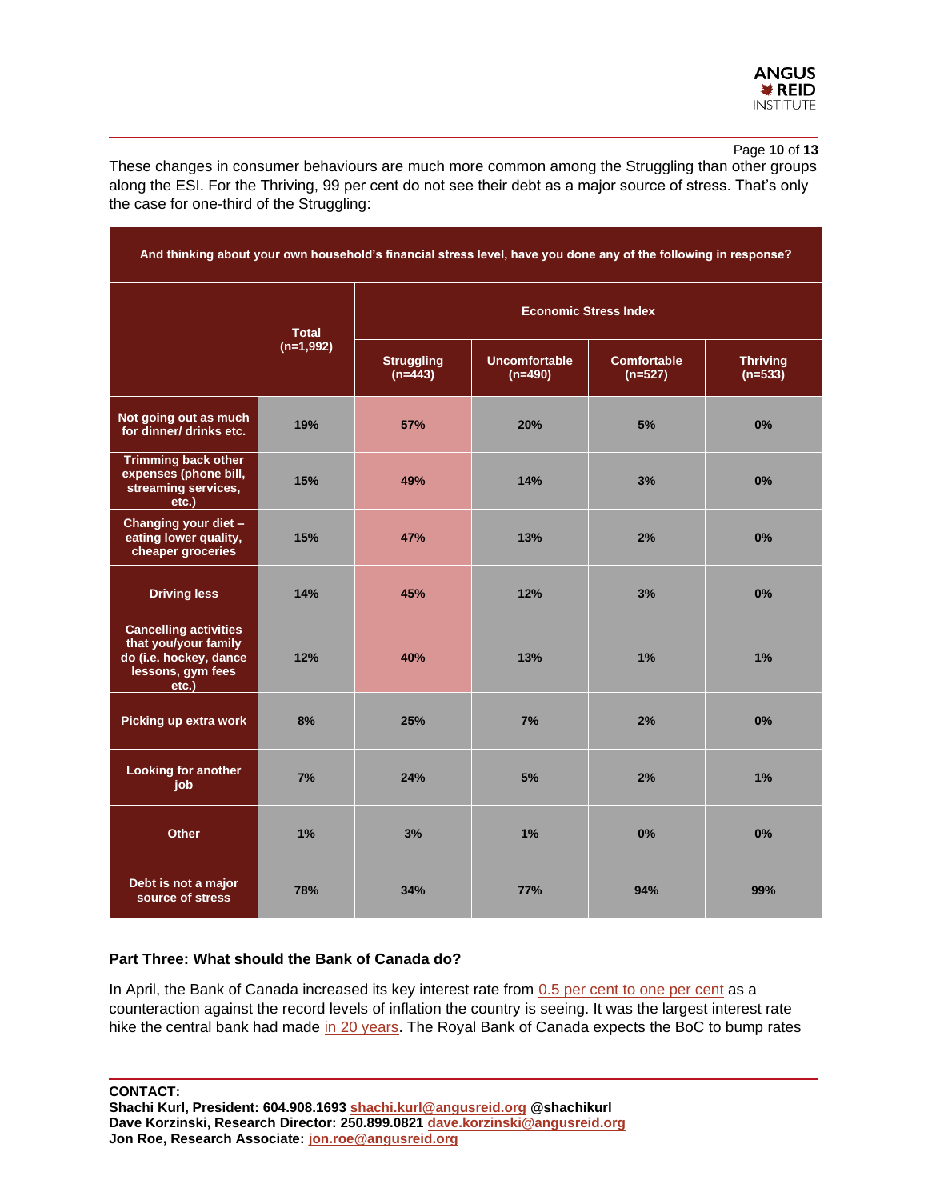These changes in consumer behaviours are much more common among the Struggling than other groups along the ESI. For the Thriving, 99 per cent do not see their debt as a major source of stress. That's only the case for one-third of the Struggling:

| And thinking about your own household's financial stress level, have you done any of the following in response? | | | | | |
|---|---|---|---|---|---|
| | Total (n=1,992) | Economic Stress Index | | | |
| | | Struggling (n=443) | Uncomfortable (n=490) | Comfortable (n=527) | Thriving (n=533) |
| Not going out as much for dinner/ drinks etc. | 19% | 57% | 20% | 5% | 0% |
| Trimming back other expenses (phone bill, streaming services, etc.) | 15% | 49% | 14% | 3% | 0% |
| Changing your diet – eating lower quality, cheaper groceries | 15% | 47% | 13% | 2% | 0% |
| Driving less | 14% | 45% | 12% | 3% | 0% |
| Cancelling activities that you/your family do (i.e. hockey, dance lessons, gym fees etc.) | 12% | 40% | 13% | 1% | 1% |
| Picking up extra work | 8% | 25% | 7% | 2% | 0% |
| Looking for another job | 7% | 24% | 5% | 2% | 1% |
| Other | 1% | 3% | 1% | 0% | 0% |
| Debt is not a major source of stress | 78% | 34% | 77% | 94% | 99% |

### Part Three: What should the Bank of Canada do?

In April, the Bank of Canada increased its key interest rate from 0.5 per cent to one per cent as a counteraction against the record levels of inflation the country is seeing. It was the largest interest rate hike the central bank had made in 20 years. The Royal Bank of Canada expects the BoC to bump rates

**CONTACT:**
**Shachi Kurl, President: 604.908.1693 shachi.kurl@angusreid.org @shachikurl**
**Dave Korzinski, Research Director: 250.899.0821 dave.korzinski@angusreid.org**
**Jon Roe, Research Associate: jon.roe@angusreid.org**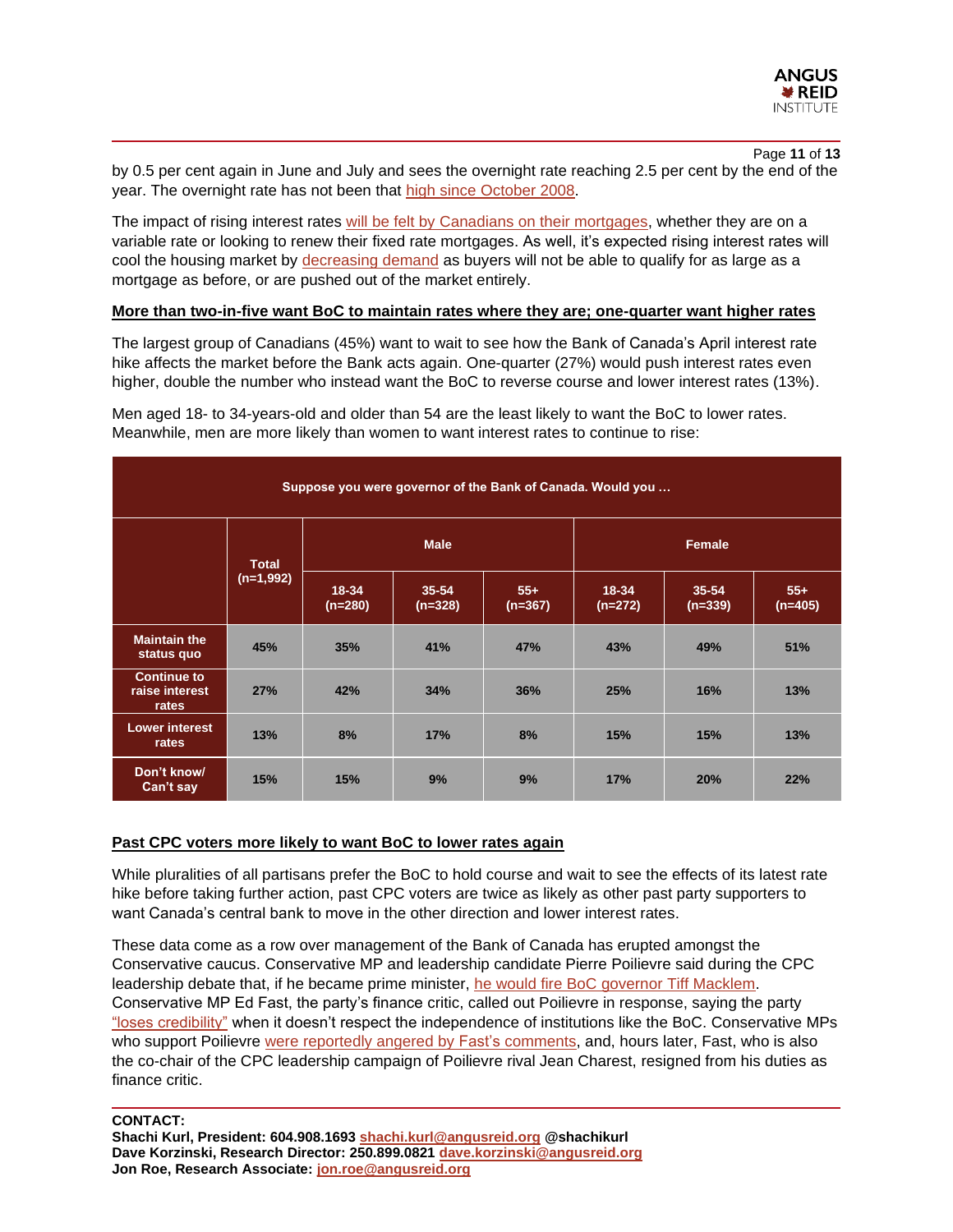by 0.5 per cent again in June and July and sees the overnight rate reaching 2.5 per cent by the end of the year. The overnight rate has not been that high since October 2008.

The impact of rising interest rates will be felt by Canadians on their mortgages, whether they are on a variable rate or looking to renew their fixed rate mortgages. As well, it's expected rising interest rates will cool the housing market by decreasing demand as buyers will not be able to qualify for as large as a mortgage as before, or are pushed out of the market entirely.

**More than two-in-five want BoC to maintain rates where they are; one-quarter want higher rates**

The largest group of Canadians (45%) want to wait to see how the Bank of Canada's April interest rate hike affects the market before the Bank acts again. One-quarter (27%) would push interest rates even higher, double the number who instead want the BoC to reverse course and lower interest rates (13%).

Men aged 18- to 34-years-old and older than 54 are the least likely to want the BoC to lower rates. Meanwhile, men are more likely than women to want interest rates to continue to rise:

| Suppose you were governor of the Bank of Canada. Would you … | | | | | | | |
|---|---|---|---|---|---|---|---|
| | Total (n=1,992) | Male | | | Female | | |
| | | 18-34 (n=280) | 35-54 (n=328) | 55+ (n=367) | 18-34 (n=272) | 35-54 (n=339) | 55+ (n=405) |
| Maintain the status quo | 45% | 35% | 41% | 47% | 43% | 49% | 51% |
| Continue to raise interest rates | 27% | 42% | 34% | 36% | 25% | 16% | 13% |
| Lower interest rates | 13% | 8% | 17% | 8% | 15% | 15% | 13% |
| Don't know/ Can't say | 15% | 15% | 9% | 9% | 17% | 20% | 22% |

**Past CPC voters more likely to want BoC to lower rates again**

While pluralities of all partisans prefer the BoC to hold course and wait to see the effects of its latest rate hike before taking further action, past CPC voters are twice as likely as other past party supporters to want Canada's central bank to move in the other direction and lower interest rates.

These data come as a row over management of the Bank of Canada has erupted amongst the Conservative caucus. Conservative MP and leadership candidate Pierre Poilievre said during the CPC leadership debate that, if he became prime minister, he would fire BoC governor Tiff Macklem. Conservative MP Ed Fast, the party's finance critic, called out Poilievre in response, saying the party "loses credibility" when it doesn't respect the independence of institutions like the BoC. Conservative MPs who support Poilievre were reportedly angered by Fast's comments, and, hours later, Fast, who is also the co-chair of the CPC leadership campaign of Poilievre rival Jean Charest, resigned from his duties as finance critic.

**CONTACT:**
**Shachi Kurl, President: 604.908.1693 shachi.kurl@angusreid.org @shachikurl**
**Dave Korzinski, Research Director: 250.899.0821 dave.korzinski@angusreid.org**
**Jon Roe, Research Associate: jon.roe@angusreid.org**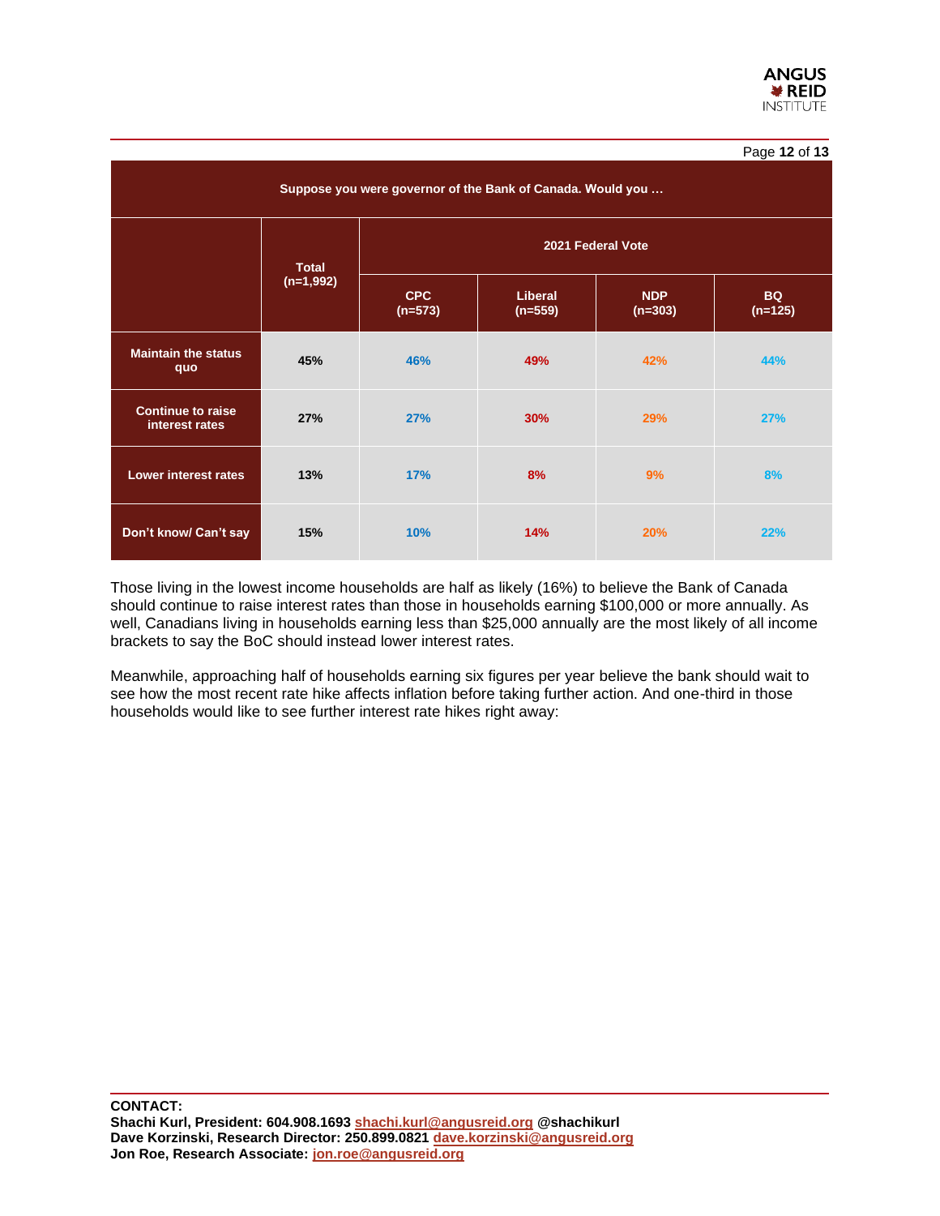| Suppose you were governor of the Bank of Canada. Would you … | | | | | |
|---|---|---|---|---|---|
| | Total (n=1,992) | 2021 Federal Vote | | | |
| | | CPC (n=573) | Liberal (n=559) | NDP (n=303) | BQ (n=125) |
| **Maintain the status quo** | 45% | 46% | 49% | 42% | 44% |
| **Continue to raise interest rates** | 27% | 27% | 30% | 29% | 27% |
| **Lower interest rates** | 13% | 17% | 8% | 9% | 8% |
| **Don't know/ Can't say** | 15% | 10% | 14% | 20% | 22% |

Those living in the lowest income households are half as likely (16%) to believe the Bank of Canada should continue to raise interest rates than those in households earning $100,000 or more annually. As well, Canadians living in households earning less than $25,000 annually are the most likely of all income brackets to say the BoC should instead lower interest rates.

Meanwhile, approaching half of households earning six figures per year believe the bank should wait to see how the most recent rate hike affects inflation before taking further action. And one-third in those households would like to see further interest rate hikes right away:

**CONTACT:**
**Shachi Kurl, President: 604.908.1693 shachi.kurl@angusreid.org @shachikurl**
**Dave Korzinski, Research Director: 250.899.0821 dave.korzinski@angusreid.org**
**Jon Roe, Research Associate: jon.roe@angusreid.org**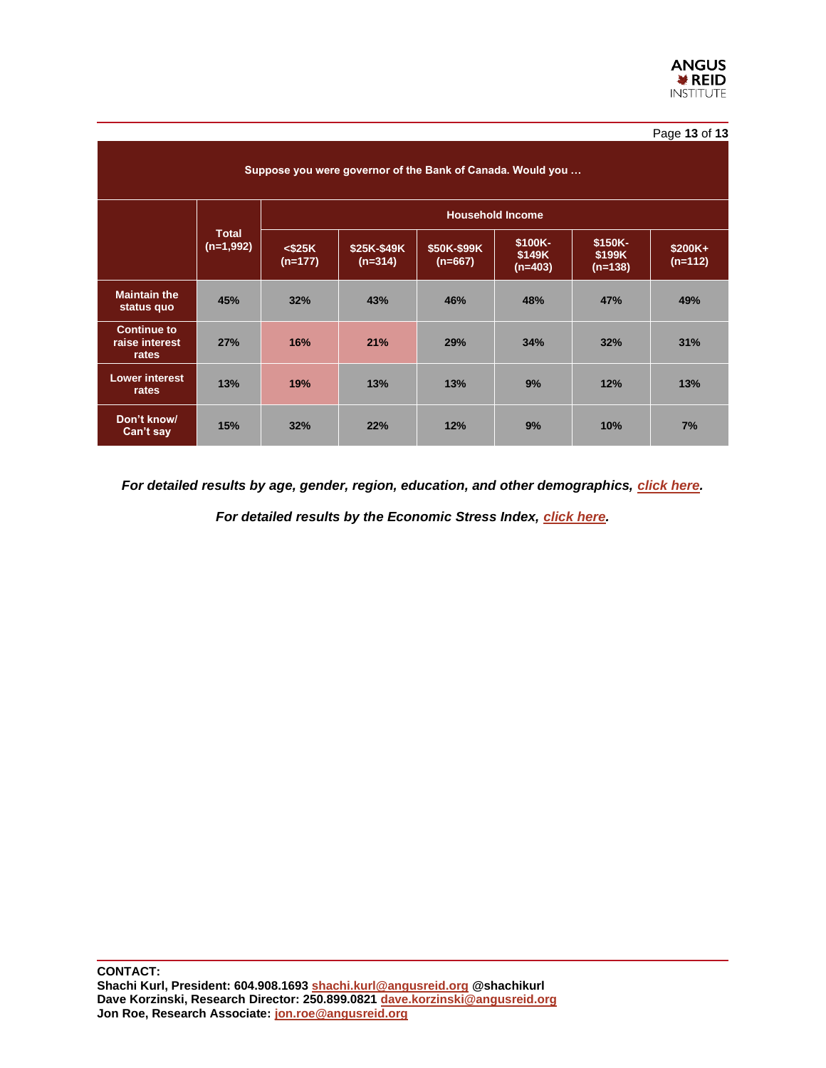| Suppose you were governor of the Bank of Canada. Would you … | | | | | | | |
|---|---|---|---|---|---|---|---|
| | Total (n=1,992) | Household Income | | | | | |
| | | <$25K (n=177) | $25K-$49K (n=314) | $50K-$99K (n=667) | $100K-$149K (n=403) | $150K-$199K (n=138) | $200K+ (n=112) |
| Maintain the status quo | 45% | 32% | 43% | 46% | 48% | 47% | 49% |
| Continue to raise interest rates | 27% | 16% | 21% | 29% | 34% | 32% | 31% |
| Lower interest rates | 13% | 19% | 13% | 13% | 9% | 12% | 13% |
| Don't know/ Can't say | 15% | 32% | 22% | 12% | 9% | 10% | 7% |

***For detailed results by age, gender, region, education, and other demographics, click here.***

***For detailed results by the Economic Stress Index, click here.***

**CONTACT:**
**Shachi Kurl, President: 604.908.1693 shachi.kurl@angusreid.org @shachikurl**
**Dave Korzinski, Research Director: 250.899.0821 dave.korzinski@angusreid.org**
**Jon Roe, Research Associate: jon.roe@angusreid.org**